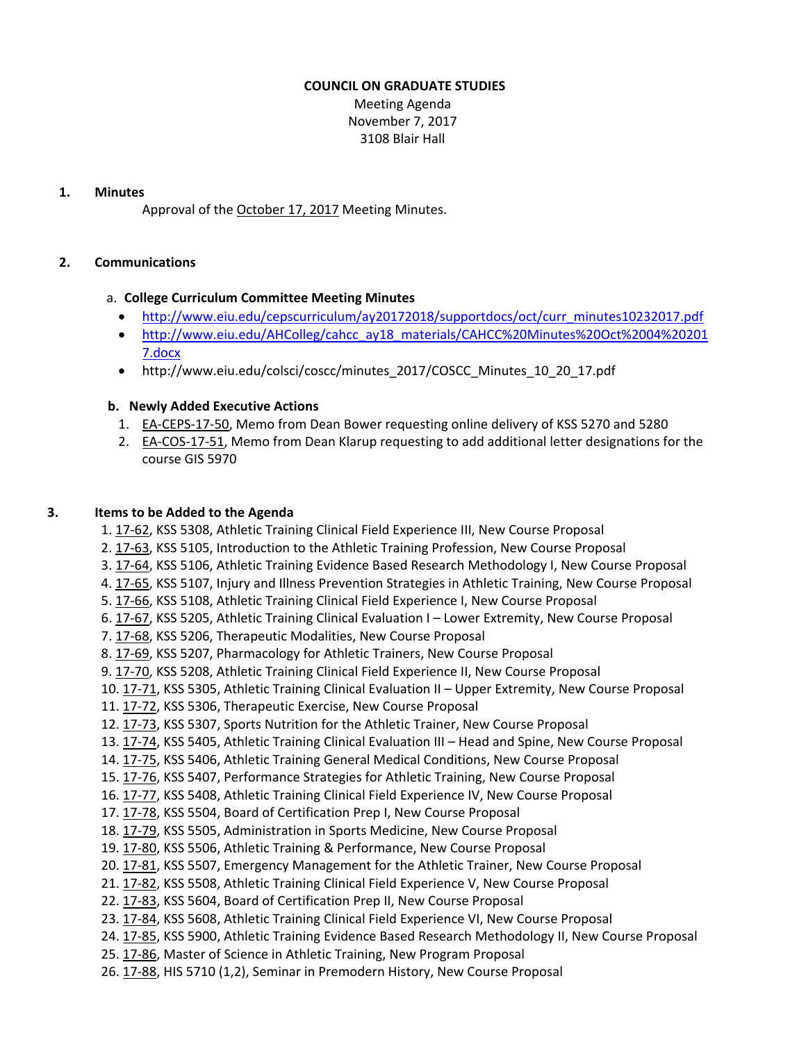**COUNCIL ON GRADUATE STUDIES**

Meeting Agenda
November 7, 2017
3108 Blair Hall

**1. Minutes**

Approval of the October 17, 2017 Meeting Minutes.

**2. Communications**

a. **College Curriculum Committee Meeting Minutes**

- http://www.eiu.edu/cepscurriculum/ay20172018/supportdocs/oct/curr_minutes10232017.pdf
- http://www.eiu.edu/AHColleg/cahcc_ay18_materials/CAHCC%20Minutes%20Oct%2004%202017.docx
- http://www.eiu.edu/colsci/coscc/minutes_2017/COSCC_Minutes_10_20_17.pdf

b. **Newly Added Executive Actions**

1. EA-CEPS-17-50, Memo from Dean Bower requesting online delivery of KSS 5270 and 5280
2. EA-COS-17-51, Memo from Dean Klarup requesting to add additional letter designations for the course GIS 5970

**3. Items to be Added to the Agenda**

1. 17-62, KSS 5308, Athletic Training Clinical Field Experience III, New Course Proposal
2. 17-63, KSS 5105, Introduction to the Athletic Training Profession, New Course Proposal
3. 17-64, KSS 5106, Athletic Training Evidence Based Research Methodology I, New Course Proposal
4. 17-65, KSS 5107, Injury and Illness Prevention Strategies in Athletic Training, New Course Proposal
5. 17-66, KSS 5108, Athletic Training Clinical Field Experience I, New Course Proposal
6. 17-67, KSS 5205, Athletic Training Clinical Evaluation I – Lower Extremity, New Course Proposal
7. 17-68, KSS 5206, Therapeutic Modalities, New Course Proposal
8. 17-69, KSS 5207, Pharmacology for Athletic Trainers, New Course Proposal
9. 17-70, KSS 5208, Athletic Training Clinical Field Experience II, New Course Proposal
10. 17-71, KSS 5305, Athletic Training Clinical Evaluation II – Upper Extremity, New Course Proposal
11. 17-72, KSS 5306, Therapeutic Exercise, New Course Proposal
12. 17-73, KSS 5307, Sports Nutrition for the Athletic Trainer, New Course Proposal
13. 17-74, KSS 5405, Athletic Training Clinical Evaluation III – Head and Spine, New Course Proposal
14. 17-75, KSS 5406, Athletic Training General Medical Conditions, New Course Proposal
15. 17-76, KSS 5407, Performance Strategies for Athletic Training, New Course Proposal
16. 17-77, KSS 5408, Athletic Training Clinical Field Experience IV, New Course Proposal
17. 17-78, KSS 5504, Board of Certification Prep I, New Course Proposal
18. 17-79, KSS 5505, Administration in Sports Medicine, New Course Proposal
19. 17-80, KSS 5506, Athletic Training & Performance, New Course Proposal
20. 17-81, KSS 5507, Emergency Management for the Athletic Trainer, New Course Proposal
21. 17-82, KSS 5508, Athletic Training Clinical Field Experience V, New Course Proposal
22. 17-83, KSS 5604, Board of Certification Prep II, New Course Proposal
23. 17-84, KSS 5608, Athletic Training Clinical Field Experience VI, New Course Proposal
24. 17-85, KSS 5900, Athletic Training Evidence Based Research Methodology II, New Course Proposal
25. 17-86, Master of Science in Athletic Training, New Program Proposal
26. 17-88, HIS 5710 (1,2), Seminar in Premodern History, New Course Proposal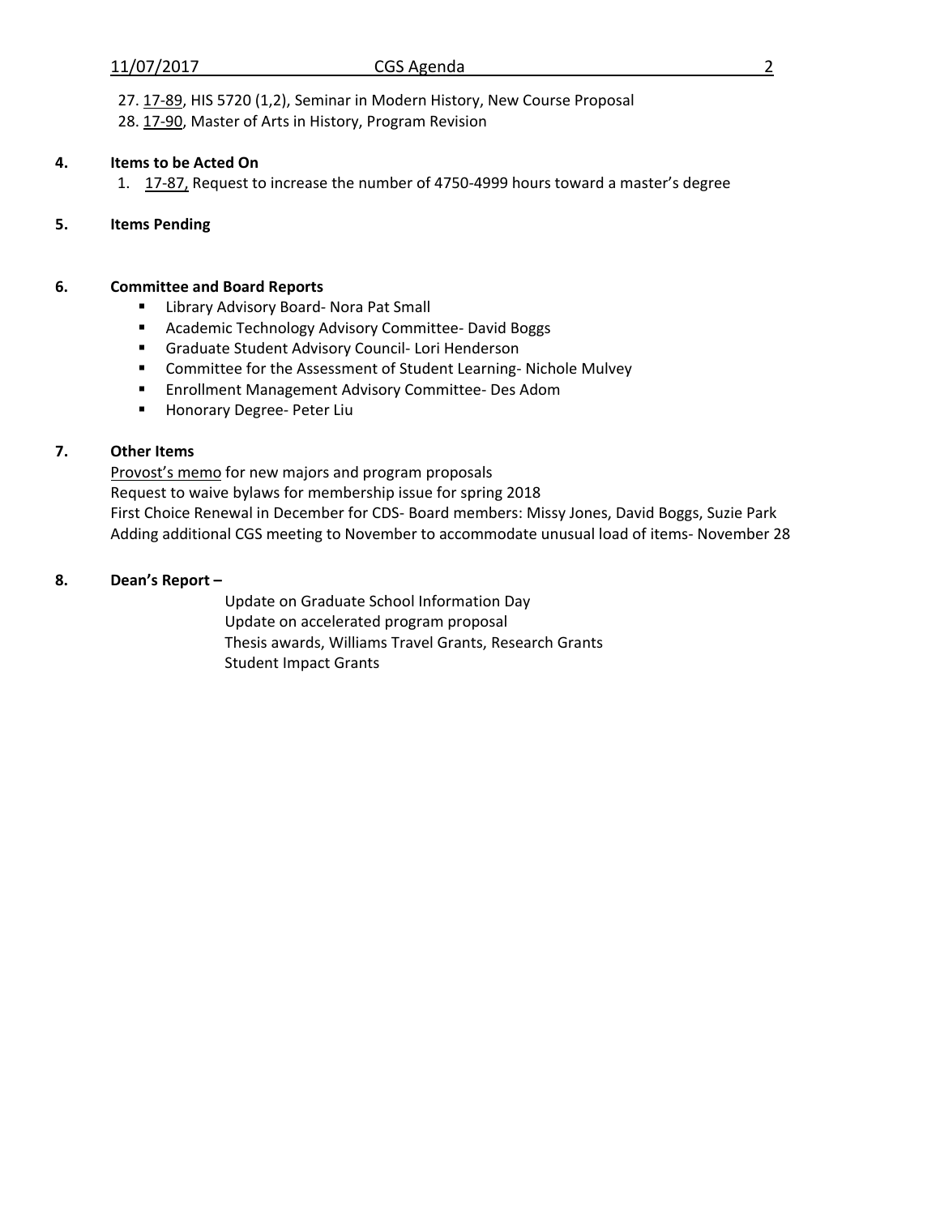27. 17-89, HIS 5720 (1,2), Seminar in Modern History, New Course Proposal
28. 17-90, Master of Arts in History, Program Revision

**4. Items to be Acted On**

1. 17-87, Request to increase the number of 4750-4999 hours toward a master's degree

**5. Items Pending**

**6. Committee and Board Reports**

- Library Advisory Board- Nora Pat Small
- Academic Technology Advisory Committee- David Boggs
- Graduate Student Advisory Council- Lori Henderson
- Committee for the Assessment of Student Learning- Nichole Mulvey
- Enrollment Management Advisory Committee- Des Adom
- Honorary Degree- Peter Liu

**7. Other Items**

Provost's memo for new majors and program proposals
Request to waive bylaws for membership issue for spring 2018
First Choice Renewal in December for CDS- Board members: Missy Jones, David Boggs, Suzie Park
Adding additional CGS meeting to November to accommodate unusual load of items- November 28

**8. Dean's Report –**

Update on Graduate School Information Day
Update on accelerated program proposal
Thesis awards, Williams Travel Grants, Research Grants
Student Impact Grants